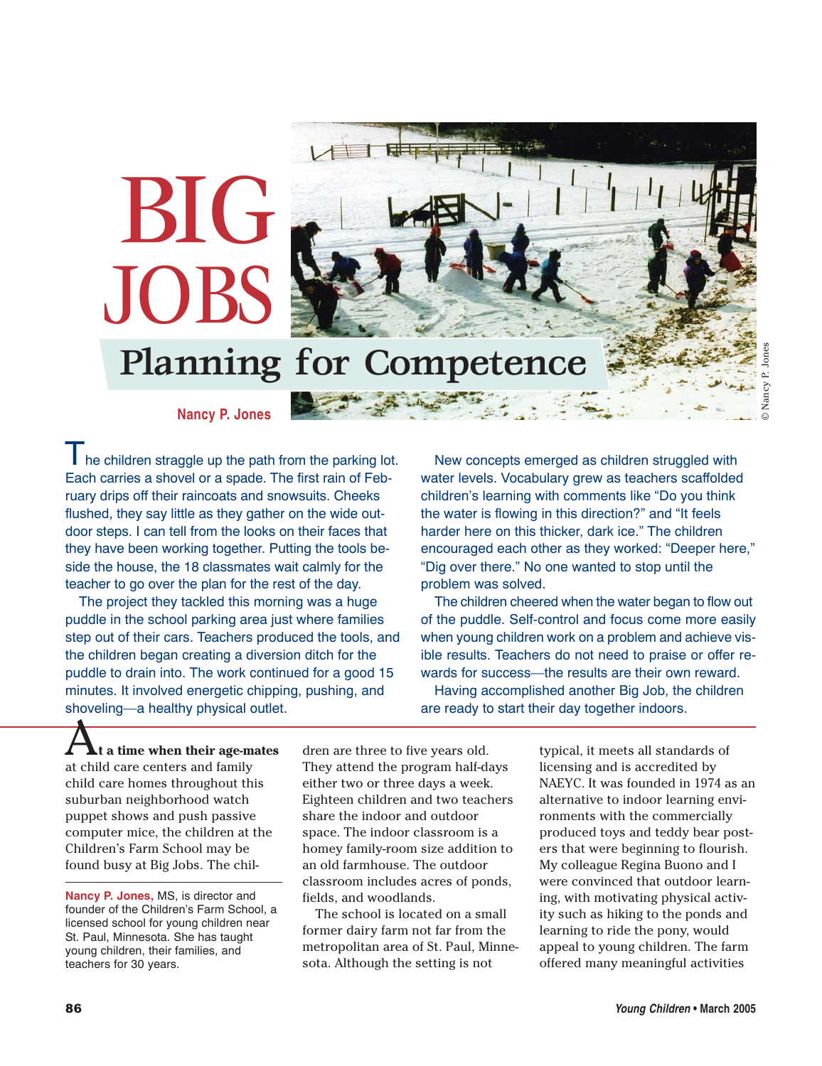# BIG JOBS

## Planning for Competence

Nancy P. Jones

© Nancy P. Jones

The children straggle up the path from the parking lot. Each carries a shovel or a spade. The first rain of February drips off their raincoats and snowsuits. Cheeks flushed, they say little as they gather on the wide outdoor steps. I can tell from the looks on their faces that they have been working together. Putting the tools beside the house, the 18 classmates wait calmly for the teacher to go over the plan for the rest of the day.

The project they tackled this morning was a huge puddle in the school parking area just where families step out of their cars. Teachers produced the tools, and the children began creating a diversion ditch for the puddle to drain into. The work continued for a good 15 minutes. It involved energetic chipping, pushing, and shoveling—a healthy physical outlet.

New concepts emerged as children struggled with water levels. Vocabulary grew as teachers scaffolded children's learning with comments like "Do you think the water is flowing in this direction?" and "It feels harder here on this thicker, dark ice." The children encouraged each other as they worked: "Deeper here," "Dig over there." No one wanted to stop until the problem was solved.

The children cheered when the water began to flow out of the puddle. Self-control and focus come more easily when young children work on a problem and achieve visible results. Teachers do not need to praise or offer rewards for success—the results are their own reward.

Having accomplished another Big Job, the children are ready to start their day together indoors.

**At a time when their age-mates** at child care centers and family child care homes throughout this suburban neighborhood watch puppet shows and push passive computer mice, the children at the Children's Farm School may be found busy at Big Jobs. The children are three to five years old. They attend the program half-days either two or three days a week. Eighteen children and two teachers share the indoor and outdoor space. The indoor classroom is a homey family-room size addition to an old farmhouse. The outdoor classroom includes acres of ponds, fields, and woodlands.

The school is located on a small former dairy farm not far from the metropolitan area of St. Paul, Minnesota. Although the setting is not typical, it meets all standards of licensing and is accredited by NAEYC. It was founded in 1974 as an alternative to indoor learning environments with the commercially produced toys and teddy bear posters that were beginning to flourish. My colleague Regina Buono and I were convinced that outdoor learning, with motivating physical activity such as hiking to the ponds and learning to ride the pony, would appeal to young children. The farm offered many meaningful activities

**Nancy P. Jones,** MS, is director and founder of the Children's Farm School, a licensed school for young children near St. Paul, Minnesota. She has taught young children, their families, and teachers for 30 years.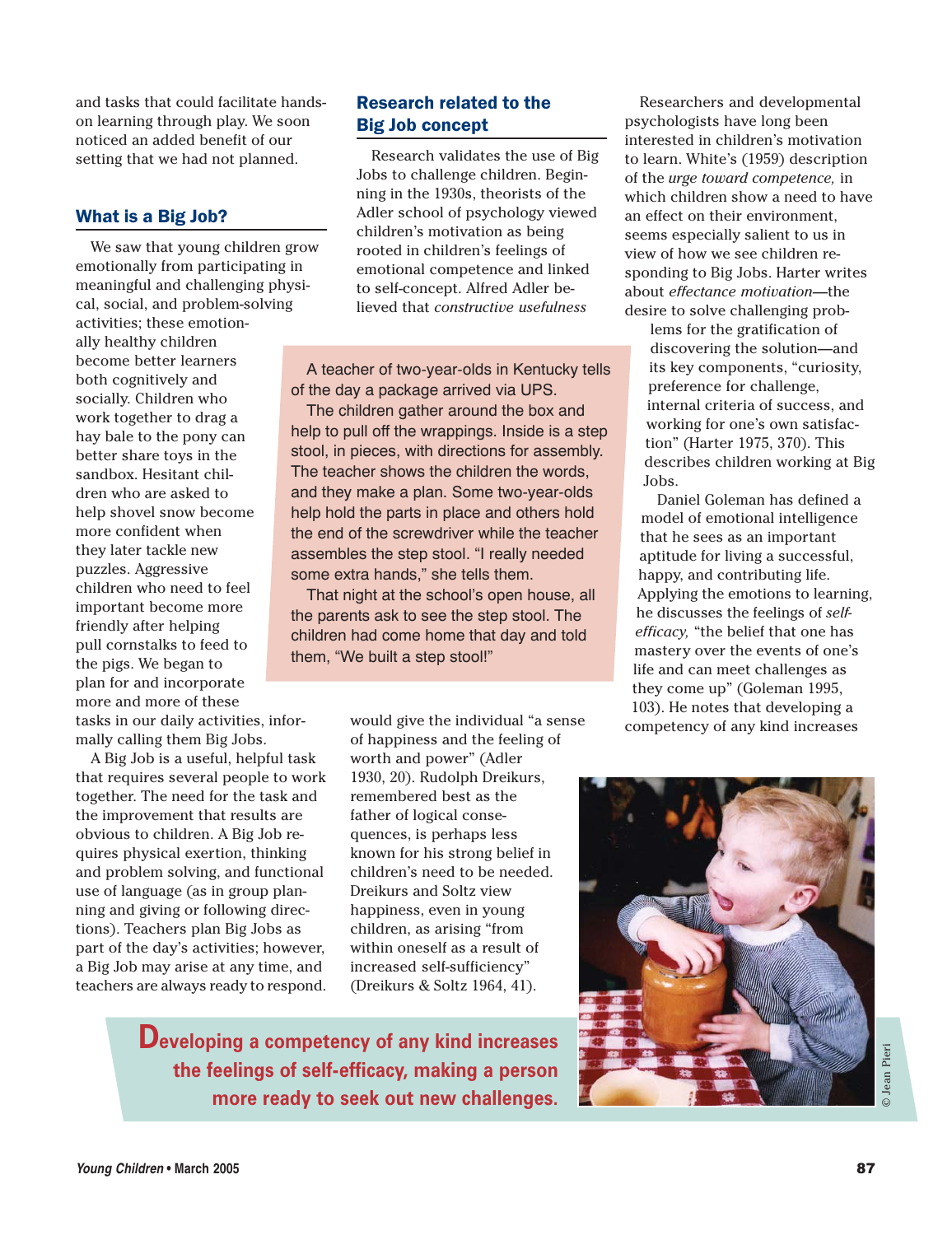and tasks that could facilitate hands-on learning through play. We soon noticed an added benefit of our setting that we had not planned.

## What is a Big Job?

We saw that young children grow emotionally from participating in meaningful and challenging physical, social, and problem-solving activities; these emotionally healthy children become better learners both cognitively and socially. Children who work together to drag a hay bale to the pony can better share toys in the sandbox. Hesitant children who are asked to help shovel snow become more confident when they later tackle new puzzles. Aggressive children who need to feel important become more friendly after helping pull cornstalks to feed to the pigs. We began to plan for and incorporate more and more of these tasks in our daily activities, informally calling them Big Jobs.

A Big Job is a useful, helpful task that requires several people to work together. The need for the task and the improvement that results are obvious to children. A Big Job requires physical exertion, thinking and problem solving, and functional use of language (as in group planning and giving or following directions). Teachers plan Big Jobs as part of the day's activities; however, a Big Job may arise at any time, and teachers are always ready to respond.

> A teacher of two-year-olds in Kentucky tells of the day a package arrived via UPS.
>
> The children gather around the box and help to pull off the wrappings. Inside is a step stool, in pieces, with directions for assembly. The teacher shows the children the words, and they make a plan. Some two-year-olds help hold the parts in place and others hold the end of the screwdriver while the teacher assembles the step stool. "I really needed some extra hands," she tells them.
>
> That night at the school's open house, all the parents ask to see the step stool. The children had come home that day and told them, "We built a step stool!"

## Research related to the Big Job concept

Research validates the use of Big Jobs to challenge children. Beginning in the 1930s, theorists of the Adler school of psychology viewed children's motivation as being rooted in children's feelings of emotional competence and linked to self-concept. Alfred Adler believed that *constructive usefulness* would give the individual "a sense of happiness and the feeling of worth and power" (Adler 1930, 20). Rudolph Dreikurs, remembered best as the father of logical consequences, is perhaps less known for his strong belief in children's need to be needed. Dreikurs and Soltz view happiness, even in young children, as arising "from within oneself as a result of increased self-sufficiency" (Dreikurs & Soltz 1964, 41).

Researchers and developmental psychologists have long been interested in children's motivation to learn. White's (1959) description of the *urge toward competence,* in which children show a need to have an effect on their environment, seems especially salient to us in view of how we see children responding to Big Jobs. Harter writes about *effectance motivation*—the desire to solve challenging problems for the gratification of discovering the solution—and its key components, "curiosity, preference for challenge, internal criteria of success, and working for one's own satisfaction" (Harter 1975, 370). This describes children working at Big Jobs.

Daniel Goleman has defined a model of emotional intelligence that he sees as an important aptitude for living a successful, happy, and contributing life. Applying the emotions to learning, he discusses the feelings of *self-efficacy,* "the belief that one has mastery over the events of one's life and can meet challenges as they come up" (Goleman 1995, 103). He notes that developing a competency of any kind increases

**Developing a competency of any kind increases the feelings of self-efficacy, making a person more ready to seek out new challenges.**

© Jean Pieri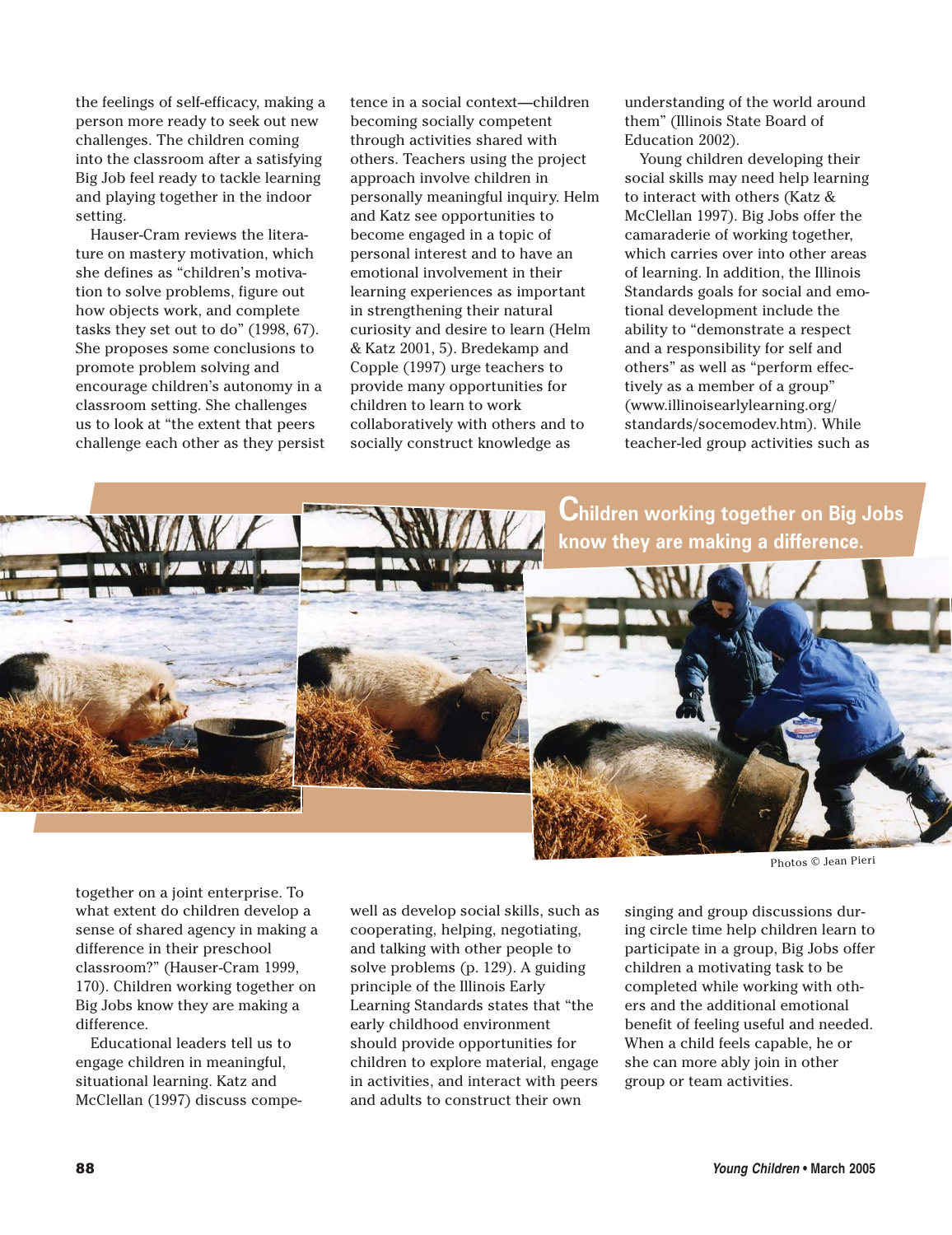the feelings of self-efficacy, making a person more ready to seek out new challenges. The children coming into the classroom after a satisfying Big Job feel ready to tackle learning and playing together in the indoor setting.

Hauser-Cram reviews the literature on mastery motivation, which she defines as "children's motivation to solve problems, figure out how objects work, and complete tasks they set out to do" (1998, 67). She proposes some conclusions to promote problem solving and encourage children's autonomy in a classroom setting. She challenges us to look at "the extent that peers challenge each other as they persist together on a joint enterprise. To what extent do children develop a sense of shared agency in making a difference in their preschool classroom?" (Hauser-Cram 1999, 170). Children working together on Big Jobs know they are making a difference.

Educational leaders tell us to engage children in meaningful, situational learning. Katz and McClellan (1997) discuss competence in a social context—children becoming socially competent through activities shared with others. Teachers using the project approach involve children in personally meaningful inquiry. Helm and Katz see opportunities to become engaged in a topic of personal interest and to have an emotional involvement in their learning experiences as important in strengthening their natural curiosity and desire to learn (Helm & Katz 2001, 5). Bredekamp and Copple (1997) urge teachers to provide many opportunities for children to learn to work collaboratively with others and to socially construct knowledge as well as develop social skills, such as cooperating, helping, negotiating, and talking with other people to solve problems (p. 129). A guiding principle of the Illinois Early Learning Standards states that "the early childhood environment should provide opportunities for children to explore material, engage in activities, and interact with peers and adults to construct their own understanding of the world around them" (Illinois State Board of Education 2002).

Young children developing their social skills may need help learning to interact with others (Katz & McClellan 1997). Big Jobs offer the camaraderie of working together, which carries over into other areas of learning. In addition, the Illinois Standards goals for social and emotional development include the ability to "demonstrate a respect and a responsibility for self and others" as well as "perform effectively as a member of a group" (www.illinoisearlylearning.org/standards/socemodev.htm). While teacher-led group activities such as singing and group discussions during circle time help children learn to participate in a group, Big Jobs offer children a motivating task to be completed while working with others and the additional emotional benefit of feeling useful and needed. When a child feels capable, he or she can more ably join in other group or team activities.

**Children working together on Big Jobs know they are making a difference.**

Photos © Jean Pieri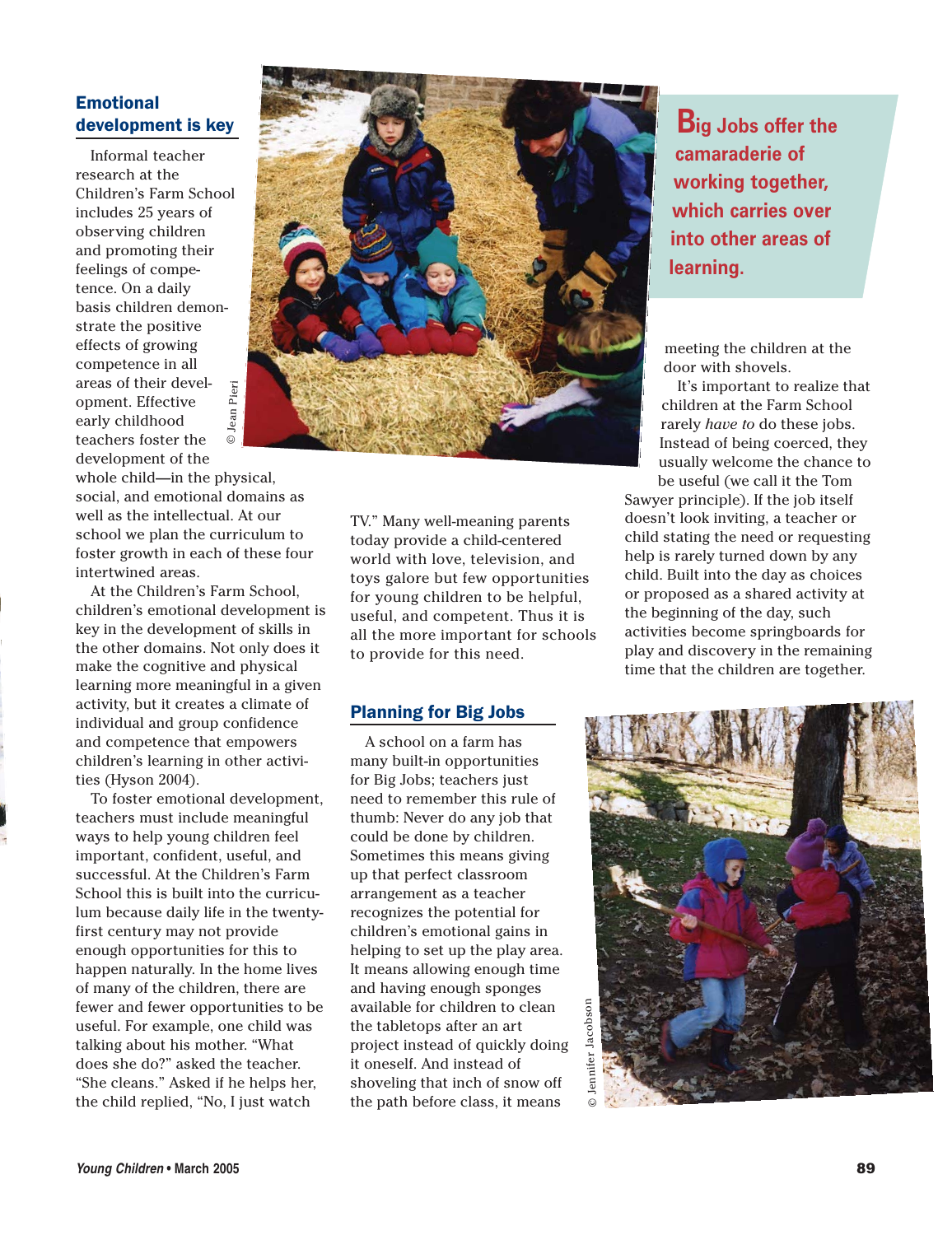## Emotional development is key

Informal teacher research at the Children's Farm School includes 25 years of observing children and promoting their feelings of competence. On a daily basis children demonstrate the positive effects of growing competence in all areas of their development. Effective early childhood teachers foster the development of the whole child—in the physical, social, and emotional domains as well as the intellectual. At our school we plan the curriculum to foster growth in each of these four intertwined areas.

At the Children's Farm School, children's emotional development is key in the development of skills in the other domains. Not only does it make the cognitive and physical learning more meaningful in a given activity, but it creates a climate of individual and group confidence and competence that empowers children's learning in other activities (Hyson 2004).

To foster emotional development, teachers must include meaningful ways to help young children feel important, confident, useful, and successful. At the Children's Farm School this is built into the curriculum because daily life in the twenty-first century may not provide enough opportunities for this to happen naturally. In the home lives of many of the children, there are fewer and fewer opportunities to be useful. For example, one child was talking about his mother. "What does she do?" asked the teacher. "She cleans." Asked if he helps her, the child replied, "No, I just watch TV." Many well-meaning parents today provide a child-centered world with love, television, and toys galore but few opportunities for young children to be helpful, useful, and competent. Thus it is all the more important for schools to provide for this need.

© Jean Pieri

**Big Jobs offer the camaraderie of working together, which carries over into other areas of learning.**

## Planning for Big Jobs

A school on a farm has many built-in opportunities for Big Jobs; teachers just need to remember this rule of thumb: Never do any job that could be done by children. Sometimes this means giving up that perfect classroom arrangement as a teacher recognizes the potential for children's emotional gains in helping to set up the play area. It means allowing enough time and having enough sponges available for children to clean the tabletops after an art project instead of quickly doing it oneself. And instead of shoveling that inch of snow off the path before class, it means meeting the children at the door with shovels.

It's important to realize that children at the Farm School rarely *have to* do these jobs. Instead of being coerced, they usually welcome the chance to be useful (we call it the Tom Sawyer principle). If the job itself doesn't look inviting, a teacher or child stating the need or requesting help is rarely turned down by any child. Built into the day as choices or proposed as a shared activity at the beginning of the day, such activities become springboards for play and discovery in the remaining time that the children are together.

© Jennifer Jacobson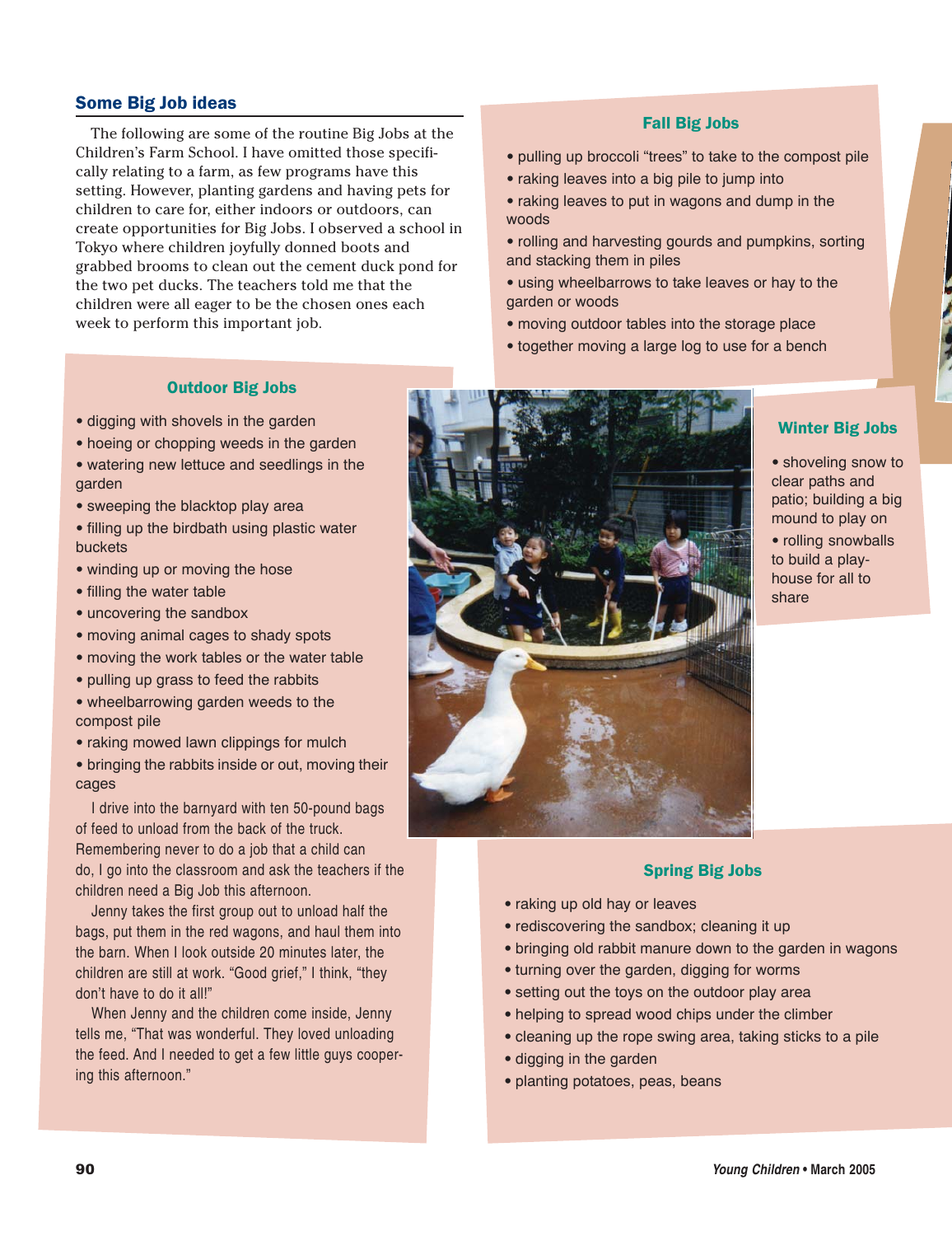## Some Big Job ideas

The following are some of the routine Big Jobs at the Children's Farm School. I have omitted those specifically relating to a farm, as few programs have this setting. However, planting gardens and having pets for children to care for, either indoors or outdoors, can create opportunities for Big Jobs. I observed a school in Tokyo where children joyfully donned boots and grabbed brooms to clean out the cement duck pond for the two pet ducks. The teachers told me that the children were all eager to be the chosen ones each week to perform this important job.

### Outdoor Big Jobs

- digging with shovels in the garden
- hoeing or chopping weeds in the garden
- watering new lettuce and seedlings in the garden
- sweeping the blacktop play area
- filling up the birdbath using plastic water buckets
- winding up or moving the hose
- filling the water table
- uncovering the sandbox
- moving animal cages to shady spots
- moving the work tables or the water table
- pulling up grass to feed the rabbits
- wheelbarrowing garden weeds to the compost pile
- raking mowed lawn clippings for mulch
- bringing the rabbits inside or out, moving their cages

I drive into the barnyard with ten 50-pound bags of feed to unload from the back of the truck. Remembering never to do a job that a child can do, I go into the classroom and ask the teachers if the children need a Big Job this afternoon.

Jenny takes the first group out to unload half the bags, put them in the red wagons, and haul them into the barn. When I look outside 20 minutes later, the children are still at work. "Good grief," I think, "they don't have to do it all!"

When Jenny and the children come inside, Jenny tells me, "That was wonderful. They loved unloading the feed. And I needed to get a few little guys coopering this afternoon."

### Fall Big Jobs

- pulling up broccoli "trees" to take to the compost pile
- raking leaves into a big pile to jump into
- raking leaves to put in wagons and dump in the woods
- rolling and harvesting gourds and pumpkins, sorting and stacking them in piles
- using wheelbarrows to take leaves or hay to the garden or woods
- moving outdoor tables into the storage place
- together moving a large log to use for a bench

### Winter Big Jobs

- shoveling snow to clear paths and patio; building a big mound to play on
- rolling snowballs to build a playhouse for all to share

### Spring Big Jobs

- raking up old hay or leaves
- rediscovering the sandbox; cleaning it up
- bringing old rabbit manure down to the garden in wagons
- turning over the garden, digging for worms
- setting out the toys on the outdoor play area
- helping to spread wood chips under the climber
- cleaning up the rope swing area, taking sticks to a pile
- digging in the garden
- planting potatoes, peas, beans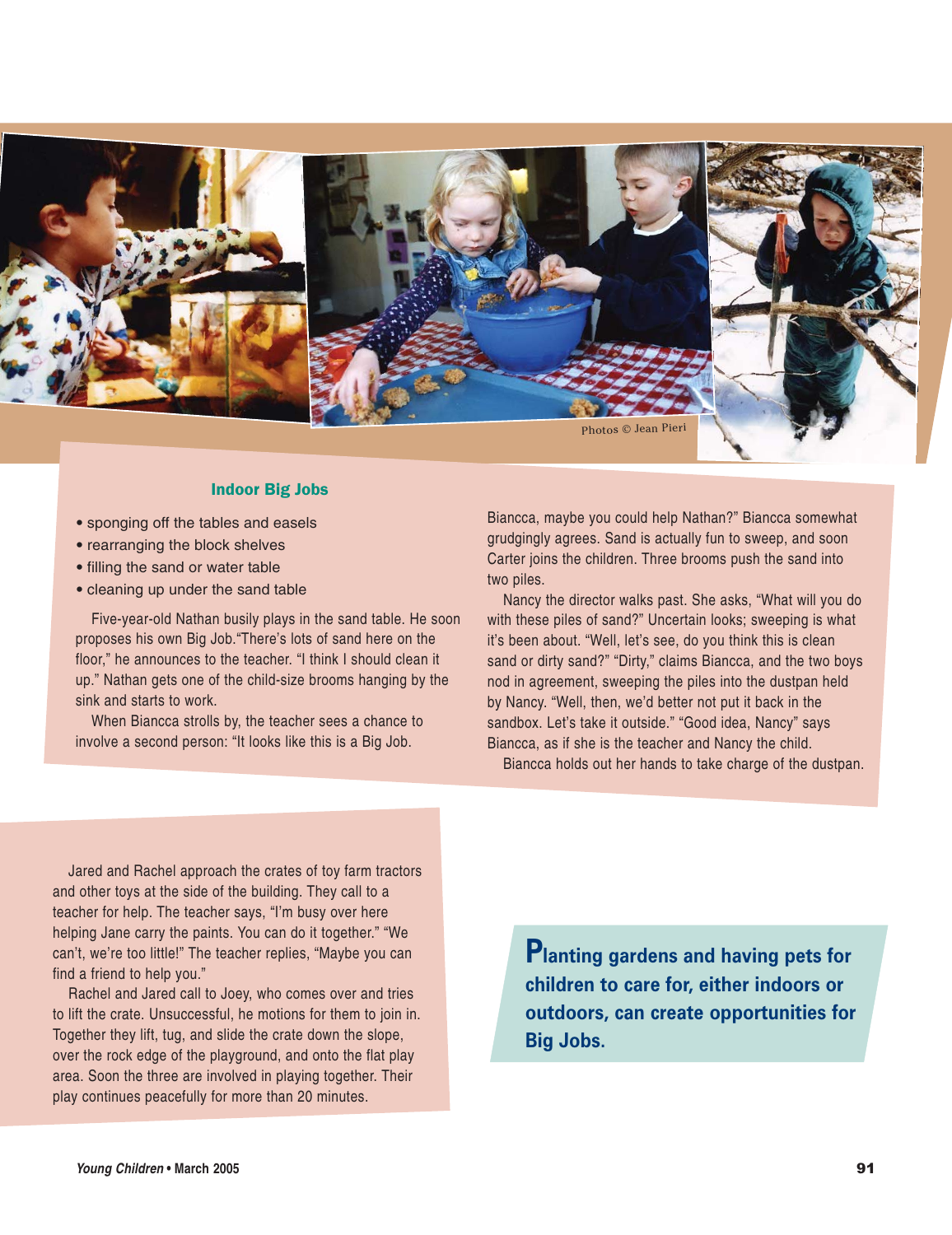Photos © Jean Pieri

### Indoor Big Jobs

- sponging off the tables and easels
- rearranging the block shelves
- filling the sand or water table
- cleaning up under the sand table

Five-year-old Nathan busily plays in the sand table. He soon proposes his own Big Job."There's lots of sand here on the floor," he announces to the teacher. "I think I should clean it up." Nathan gets one of the child-size brooms hanging by the sink and starts to work.

When Biancca strolls by, the teacher sees a chance to involve a second person: "It looks like this is a Big Job. Biancca, maybe you could help Nathan?" Biancca somewhat grudgingly agrees. Sand is actually fun to sweep, and soon Carter joins the children. Three brooms push the sand into two piles.

Nancy the director walks past. She asks, "What will you do with these piles of sand?" Uncertain looks; sweeping is what it's been about. "Well, let's see, do you think this is clean sand or dirty sand?" "Dirty," claims Biancca, and the two boys nod in agreement, sweeping the piles into the dustpan held by Nancy. "Well, then, we'd better not put it back in the sandbox. Let's take it outside." "Good idea, Nancy" says Biancca, as if she is the teacher and Nancy the child.

Biancca holds out her hands to take charge of the dustpan.

Jared and Rachel approach the crates of toy farm tractors and other toys at the side of the building. They call to a teacher for help. The teacher says, "I'm busy over here helping Jane carry the paints. You can do it together." "We can't, we're too little!" The teacher replies, "Maybe you can find a friend to help you."

Rachel and Jared call to Joey, who comes over and tries to lift the crate. Unsuccessful, he motions for them to join in. Together they lift, tug, and slide the crate down the slope, over the rock edge of the playground, and onto the flat play area. Soon the three are involved in playing together. Their play continues peacefully for more than 20 minutes.

**Planting gardens and having pets for children to care for, either indoors or outdoors, can create opportunities for Big Jobs.**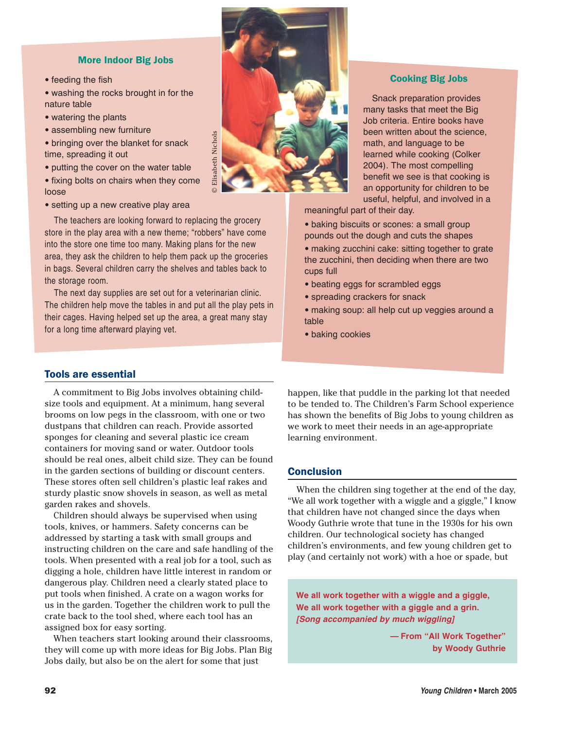### More Indoor Big Jobs

- feeding the fish
- washing the rocks brought in for the nature table
- watering the plants
- assembling new furniture
- bringing over the blanket for snack time, spreading it out
- putting the cover on the water table
- fixing bolts on chairs when they come loose
- setting up a new creative play area

The teachers are looking forward to replacing the grocery store in the play area with a new theme; "robbers" have come into the store one time too many. Making plans for the new area, they ask the children to help them pack up the groceries in bags. Several children carry the shelves and tables back to the storage room.

The next day supplies are set out for a veterinarian clinic. The children help move the tables in and put all the play pets in their cages. Having helped set up the area, a great many stay for a long time afterward playing vet.

© Elisabeth Nichols

### Cooking Big Jobs

Snack preparation provides many tasks that meet the Big Job criteria. Entire books have been written about the science, math, and language to be learned while cooking (Colker 2004). The most compelling benefit we see is that cooking is an opportunity for children to be useful, helpful, and involved in a meaningful part of their day.

- baking biscuits or scones: a small group pounds out the dough and cuts the shapes
- making zucchini cake: sitting together to grate the zucchini, then deciding when there are two cups full
- beating eggs for scrambled eggs
- spreading crackers for snack
- making soup: all help cut up veggies around a table
- baking cookies

## Tools are essential

A commitment to Big Jobs involves obtaining child-size tools and equipment. At a minimum, hang several brooms on low pegs in the classroom, with one or two dustpans that children can reach. Provide assorted sponges for cleaning and several plastic ice cream containers for moving sand or water. Outdoor tools should be real ones, albeit child size. They can be found in the garden sections of building or discount centers. These stores often sell children's plastic leaf rakes and sturdy plastic snow shovels in season, as well as metal garden rakes and shovels.

Children should always be supervised when using tools, knives, or hammers. Safety concerns can be addressed by starting a task with small groups and instructing children on the care and safe handling of the tools. When presented with a real job for a tool, such as digging a hole, children have little interest in random or dangerous play. Children need a clearly stated place to put tools when finished. A crate on a wagon works for us in the garden. Together the children work to pull the crate back to the tool shed, where each tool has an assigned box for easy sorting.

When teachers start looking around their classrooms, they will come up with more ideas for Big Jobs. Plan Big Jobs daily, but also be on the alert for some that just happen, like that puddle in the parking lot that needed to be tended to. The Children's Farm School experience has shown the benefits of Big Jobs to young children as we work to meet their needs in an age-appropriate learning environment.

## Conclusion

When the children sing together at the end of the day, "We all work together with a wiggle and a giggle," I know that children have not changed since the days when Woody Guthrie wrote that tune in the 1930s for his own children. Our technological society has changed children's environments, and few young children get to play (and certainly not work) with a hoe or spade, but

**We all work together with a wiggle and a giggle,**
**We all work together with a giggle and a grin.**
***[Song accompanied by much wiggling]***

**— From "All Work Together" by Woody Guthrie**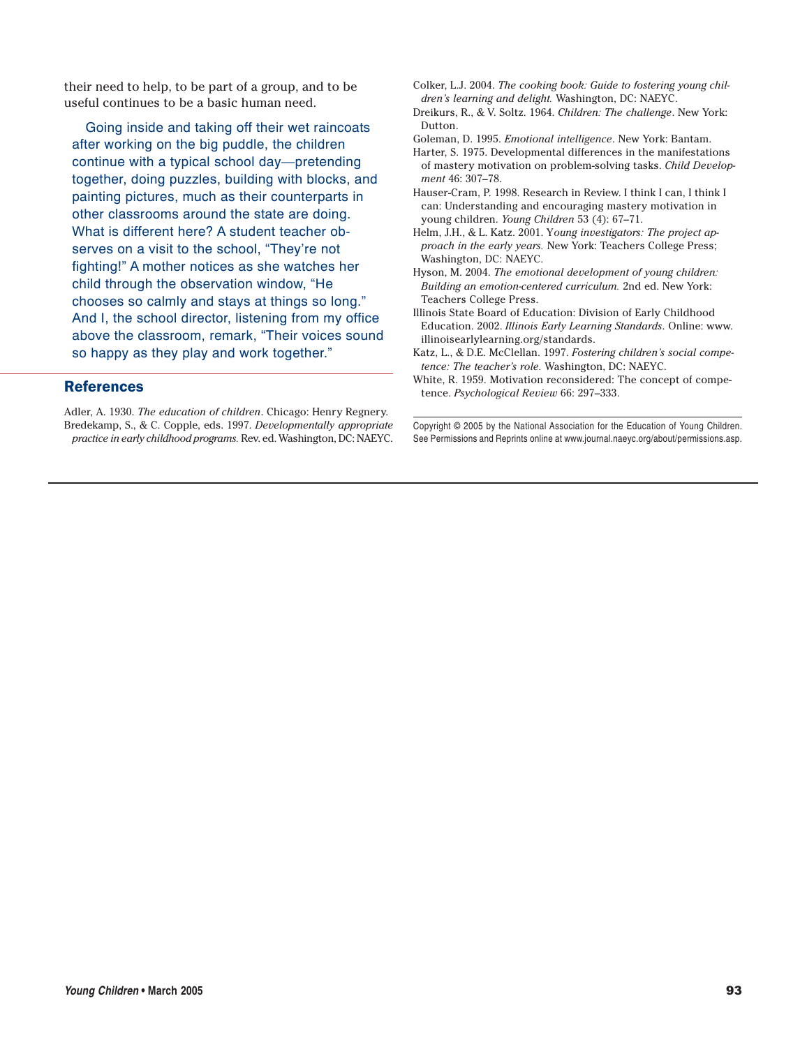their need to help, to be part of a group, and to be useful continues to be a basic human need.

Going inside and taking off their wet raincoats after working on the big puddle, the children continue with a typical school day—pretending together, doing puzzles, building with blocks, and painting pictures, much as their counterparts in other classrooms around the state are doing. What is different here? A student teacher observes on a visit to the school, "They're not fighting!" A mother notices as she watches her child through the observation window, "He chooses so calmly and stays at things so long." And I, the school director, listening from my office above the classroom, remark, "Their voices sound so happy as they play and work together."

## References

Adler, A. 1930. *The education of children*. Chicago: Henry Regnery.

Bredekamp, S., & C. Copple, eds. 1997. *Developmentally appropriate practice in early childhood programs.* Rev. ed. Washington, DC: NAEYC.

Colker, L.J. 2004. *The cooking book: Guide to fostering young children's learning and delight.* Washington, DC: NAEYC.

Dreikurs, R., & V. Soltz. 1964. *Children: The challenge*. New York: Dutton.

Goleman, D. 1995. *Emotional intelligence*. New York: Bantam.

Harter, S. 1975. Developmental differences in the manifestations of mastery motivation on problem-solving tasks. *Child Development* 46: 307–78.

Hauser-Cram, P. 1998. Research in Review. I think I can, I think I can: Understanding and encouraging mastery motivation in young children. *Young Children* 53 (4): 67–71.

Helm, J.H., & L. Katz. 2001. *Young investigators: The project approach in the early years.* New York: Teachers College Press; Washington, DC: NAEYC.

Hyson, M. 2004. *The emotional development of young children: Building an emotion-centered curriculum.* 2nd ed. New York: Teachers College Press.

Illinois State Board of Education: Division of Early Childhood Education. 2002. *Illinois Early Learning Standards*. Online: www.illinoisearlylearning.org/standards.

Katz, L., & D.E. McClellan. 1997. *Fostering children's social competence: The teacher's role.* Washington, DC: NAEYC.

White, R. 1959. Motivation reconsidered: The concept of competence. *Psychological Review* 66: 297–333.

Copyright © 2005 by the National Association for the Education of Young Children. See Permissions and Reprints online at www.journal.naeyc.org/about/permissions.asp.